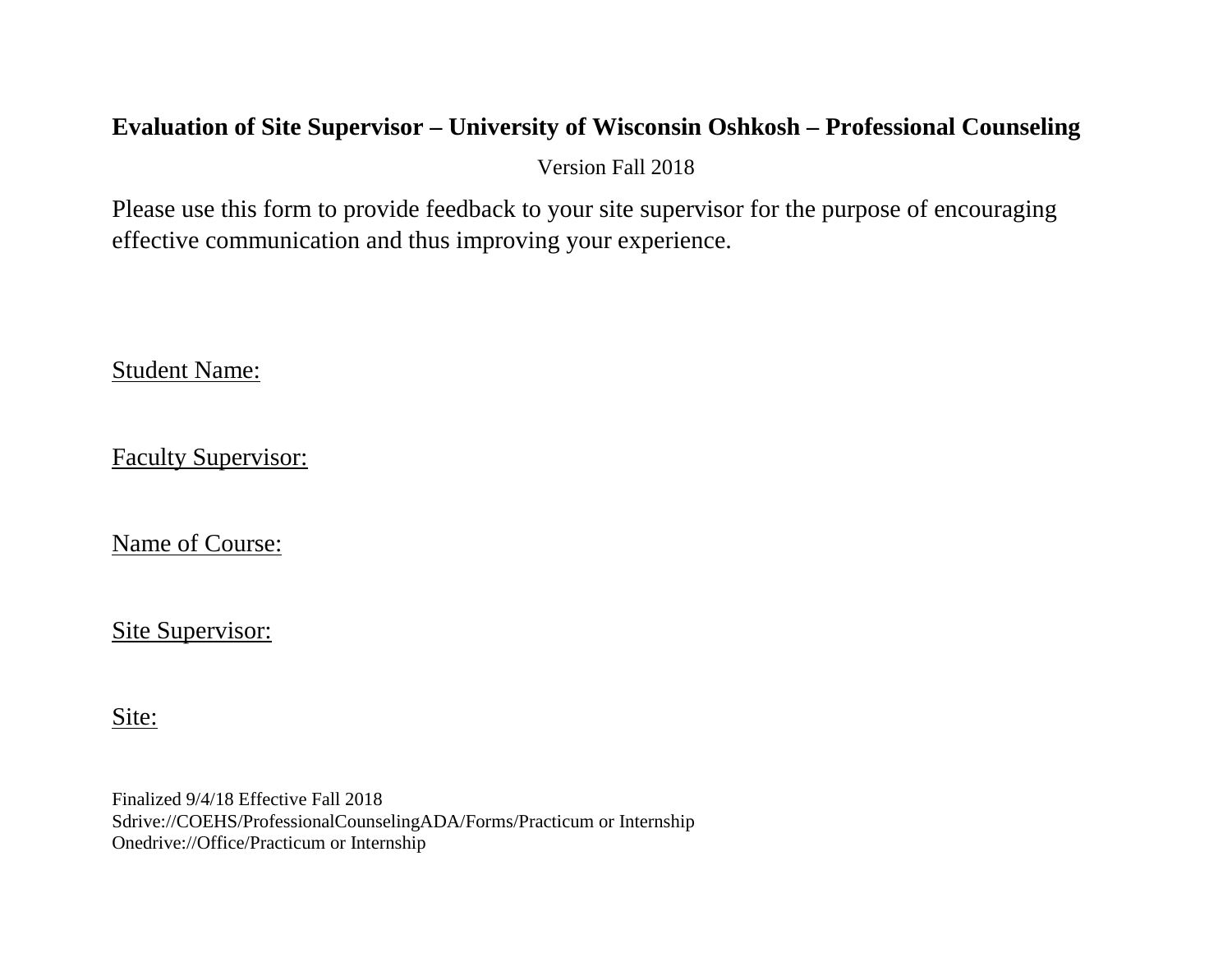**Evaluation of Site Supervisor – University of Wisconsin Oshkosh – Professional Counseling**

Version Fall 2018

Please use this form to provide feedback to your site supervisor for the purpose of encouraging effective communication and thus improving your experience.

Student Name:

Faculty Supervisor:

Name of Course:

Site Supervisor:

Site:

Finalized 9/4/18 Effective Fall 2018
Sdrive://COEHS/ProfessionalCounselingADA/Forms/Practicum or Internship
Onedrive://Office/Practicum or Internship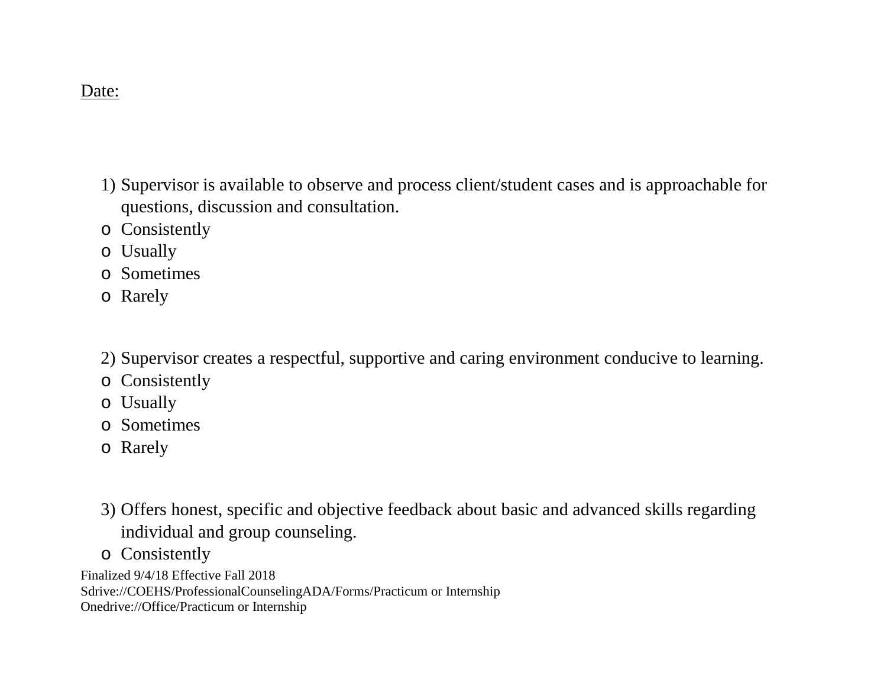Date:

1) Supervisor is available to observe and process client/student cases and is approachable for questions, discussion and consultation.
- Consistently
- Usually
- Sometimes
- Rarely

2) Supervisor creates a respectful, supportive and caring environment conducive to learning.
- Consistently
- Usually
- Sometimes
- Rarely

3) Offers honest, specific and objective feedback about basic and advanced skills regarding individual and group counseling.
- Consistently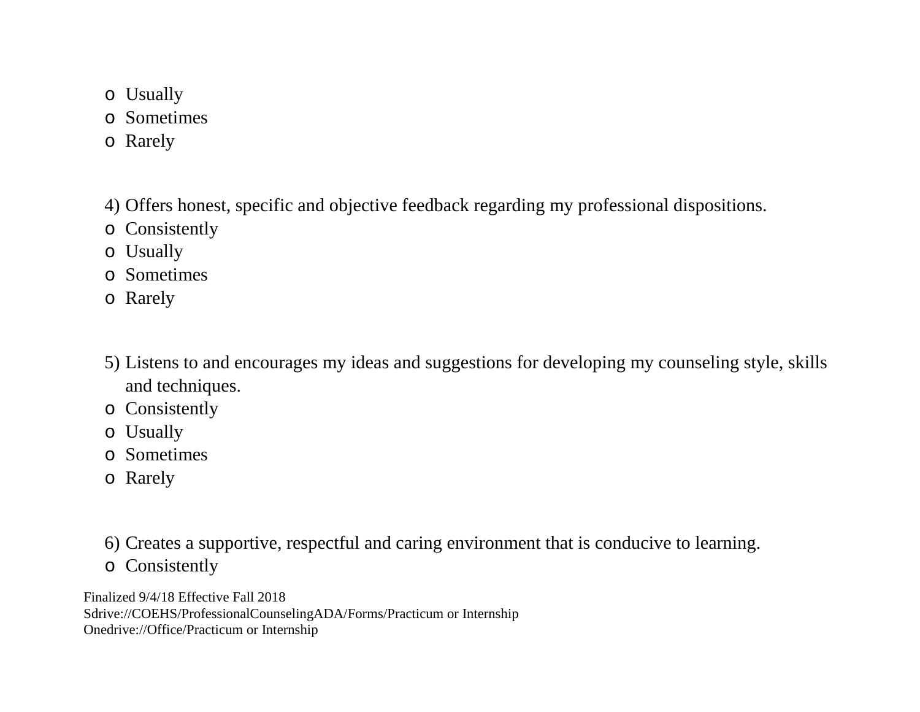- Usually
- Sometimes
- Rarely

4) Offers honest, specific and objective feedback regarding my professional dispositions.

- Consistently
- Usually
- Sometimes
- Rarely

5) Listens to and encourages my ideas and suggestions for developing my counseling style, skills and techniques.

- Consistently
- Usually
- Sometimes
- Rarely

6) Creates a supportive, respectful and caring environment that is conducive to learning.

- Consistently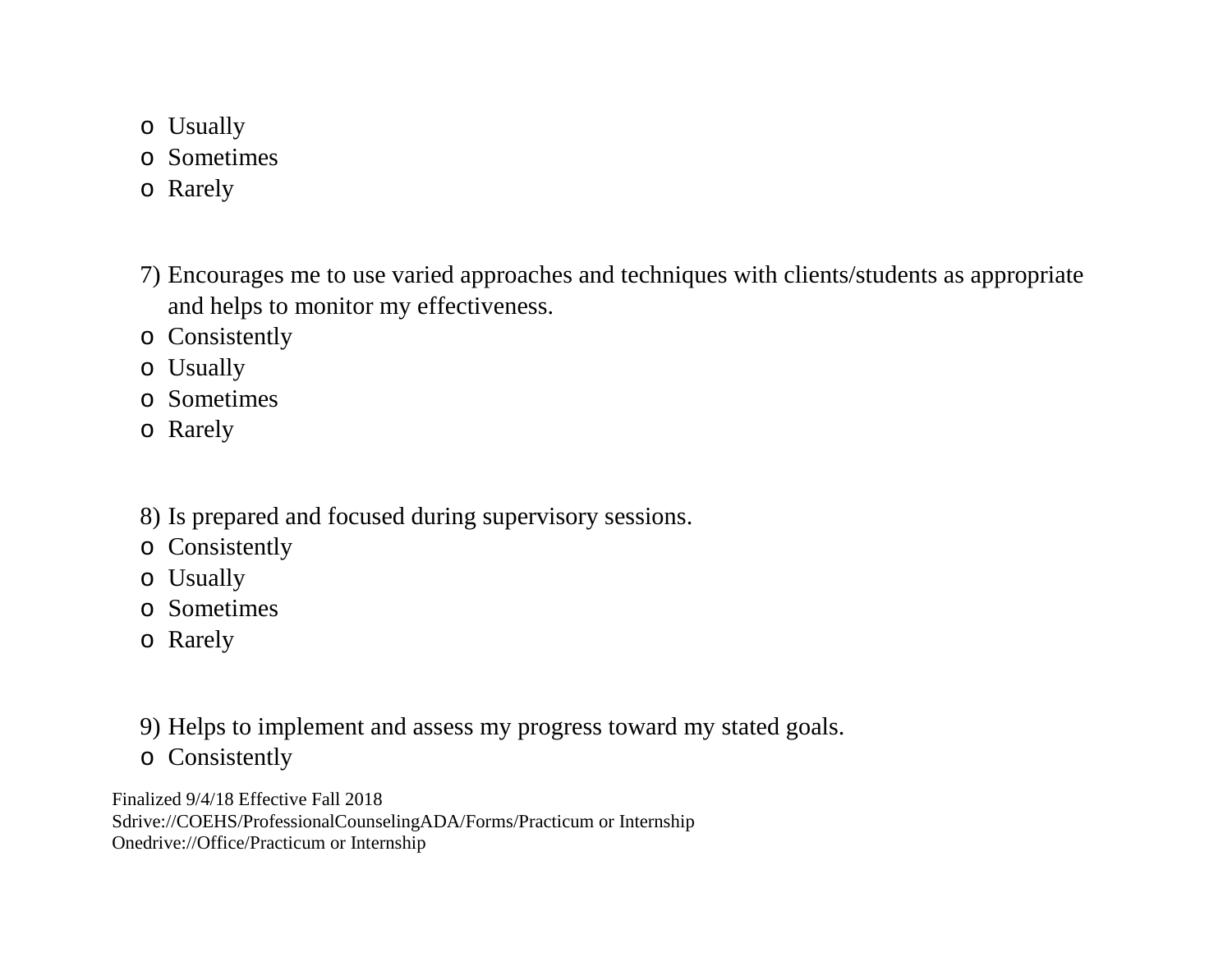- Usually
- Sometimes
- Rarely

7) Encourages me to use varied approaches and techniques with clients/students as appropriate and helps to monitor my effectiveness.
- Consistently
- Usually
- Sometimes
- Rarely

8) Is prepared and focused during supervisory sessions.
- Consistently
- Usually
- Sometimes
- Rarely

9) Helps to implement and assess my progress toward my stated goals.
- Consistently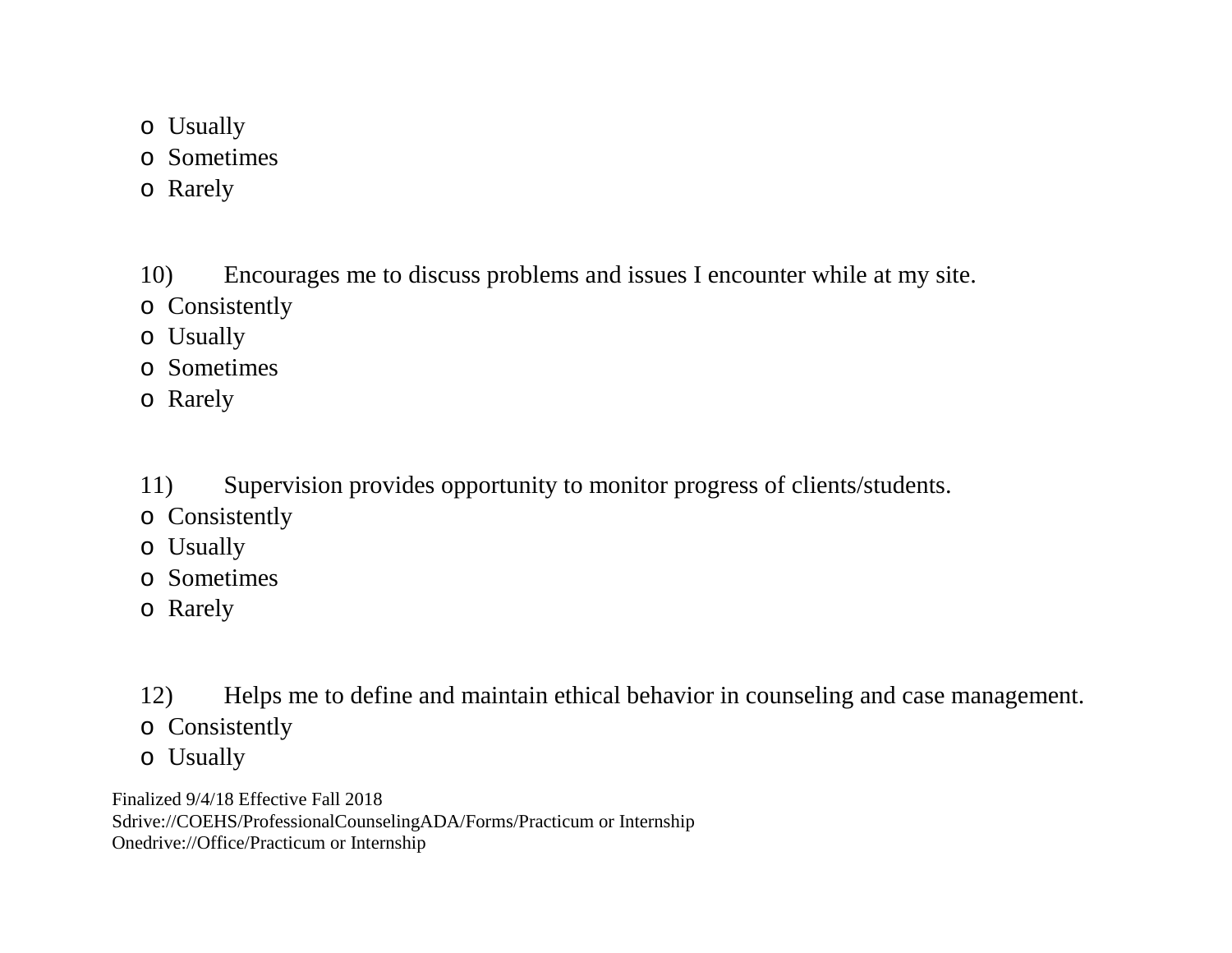- Usually
- Sometimes
- Rarely

10) Encourages me to discuss problems and issues I encounter while at my site.

- Consistently
- Usually
- Sometimes
- Rarely

11) Supervision provides opportunity to monitor progress of clients/students.

- Consistently
- Usually
- Sometimes
- Rarely

12) Helps me to define and maintain ethical behavior in counseling and case management.

- Consistently
- Usually

Finalized 9/4/18 Effective Fall 2018
Sdrive://COEHS/ProfessionalCounselingADA/Forms/Practicum or Internship
Onedrive://Office/Practicum or Internship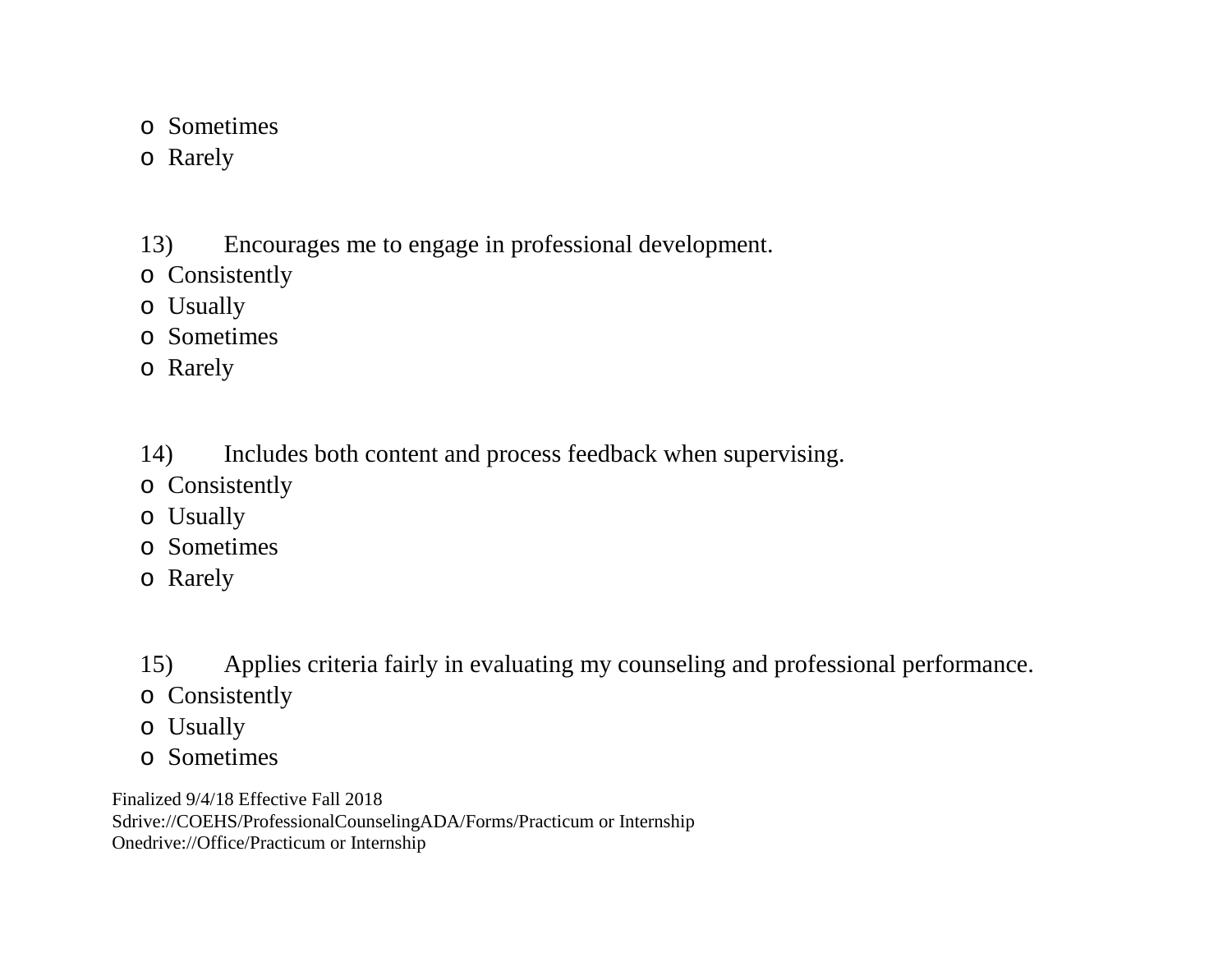- Sometimes
- Rarely

13) Encourages me to engage in professional development.
- Consistently
- Usually
- Sometimes
- Rarely

14) Includes both content and process feedback when supervising.
- Consistently
- Usually
- Sometimes
- Rarely

15) Applies criteria fairly in evaluating my counseling and professional performance.
- Consistently
- Usually
- Sometimes

Finalized 9/4/18 Effective Fall 2018
Sdrive://COEHS/ProfessionalCounselingADA/Forms/Practicum or Internship
Onedrive://Office/Practicum or Internship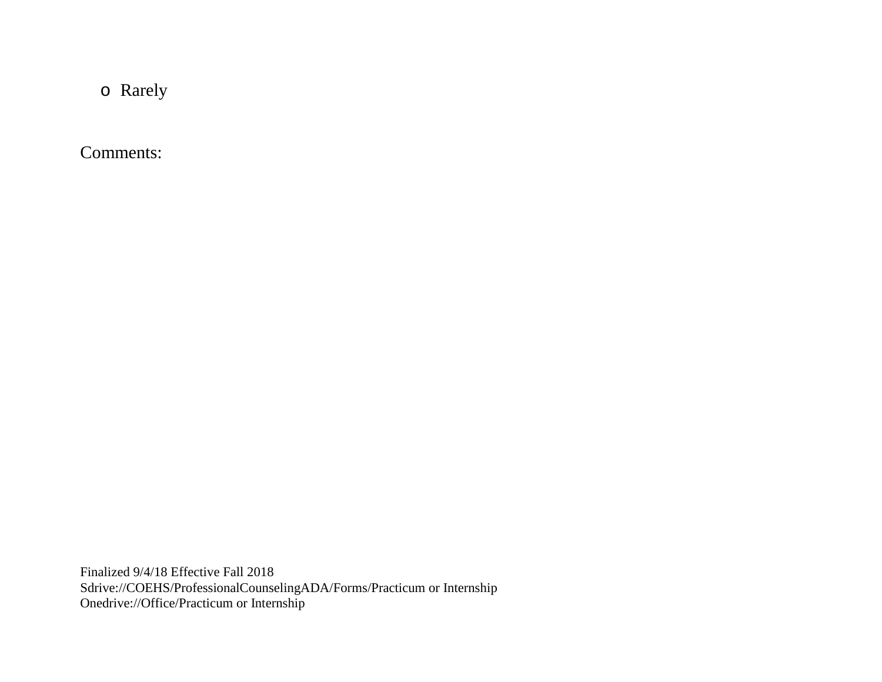- Rarely

Comments:

Finalized 9/4/18 Effective Fall 2018
Sdrive://COEHS/ProfessionalCounselingADA/Forms/Practicum or Internship
Onedrive://Office/Practicum or Internship